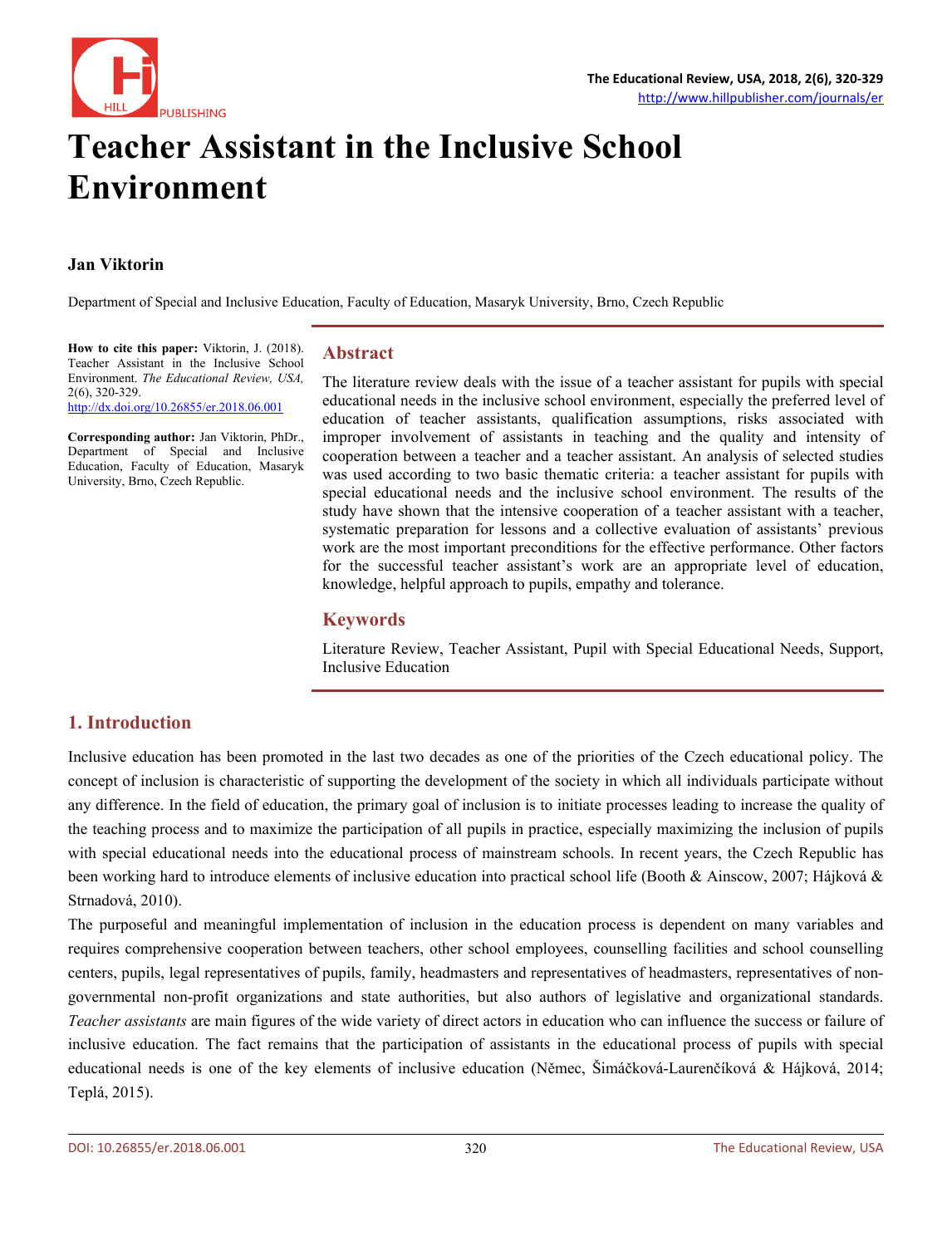# Teacher Assistant in the Inclusive School Environment

**Jan Viktorin**

Department of Special and Inclusive Education, Faculty of Education, Masaryk University, Brno, Czech Republic

**How to cite this paper:** Viktorin, J. (2018). Teacher Assistant in the Inclusive School Environment. *The Educational Review, USA,* 2(6), 320-329.
http://dx.doi.org/10.26855/er.2018.06.001

**Corresponding author:** Jan Viktorin, PhDr., Department of Special and Inclusive Education, Faculty of Education, Masaryk University, Brno, Czech Republic.

## Abstract

The literature review deals with the issue of a teacher assistant for pupils with special educational needs in the inclusive school environment, especially the preferred level of education of teacher assistants, qualification assumptions, risks associated with improper involvement of assistants in teaching and the quality and intensity of cooperation between a teacher and a teacher assistant. An analysis of selected studies was used according to two basic thematic criteria: a teacher assistant for pupils with special educational needs and the inclusive school environment. The results of the study have shown that the intensive cooperation of a teacher assistant with a teacher, systematic preparation for lessons and a collective evaluation of assistants' previous work are the most important preconditions for the effective performance. Other factors for the successful teacher assistant's work are an appropriate level of education, knowledge, helpful approach to pupils, empathy and tolerance.

## Keywords

Literature Review, Teacher Assistant, Pupil with Special Educational Needs, Support, Inclusive Education

## 1. Introduction

Inclusive education has been promoted in the last two decades as one of the priorities of the Czech educational policy. The concept of inclusion is characteristic of supporting the development of the society in which all individuals participate without any difference. In the field of education, the primary goal of inclusion is to initiate processes leading to increase the quality of the teaching process and to maximize the participation of all pupils in practice, especially maximizing the inclusion of pupils with special educational needs into the educational process of mainstream schools. In recent years, the Czech Republic has been working hard to introduce elements of inclusive education into practical school life (Booth & Ainscow, 2007; Hájková & Strnadová, 2010).

The purposeful and meaningful implementation of inclusion in the education process is dependent on many variables and requires comprehensive cooperation between teachers, other school employees, counselling facilities and school counselling centers, pupils, legal representatives of pupils, family, headmasters and representatives of headmasters, representatives of non-governmental non-profit organizations and state authorities, but also authors of legislative and organizational standards. *Teacher assistants* are main figures of the wide variety of direct actors in education who can influence the success or failure of inclusive education. The fact remains that the participation of assistants in the educational process of pupils with special educational needs is one of the key elements of inclusive education (Němec, Šimáčková-Laurenčíková & Hájková, 2014; Teplá, 2015).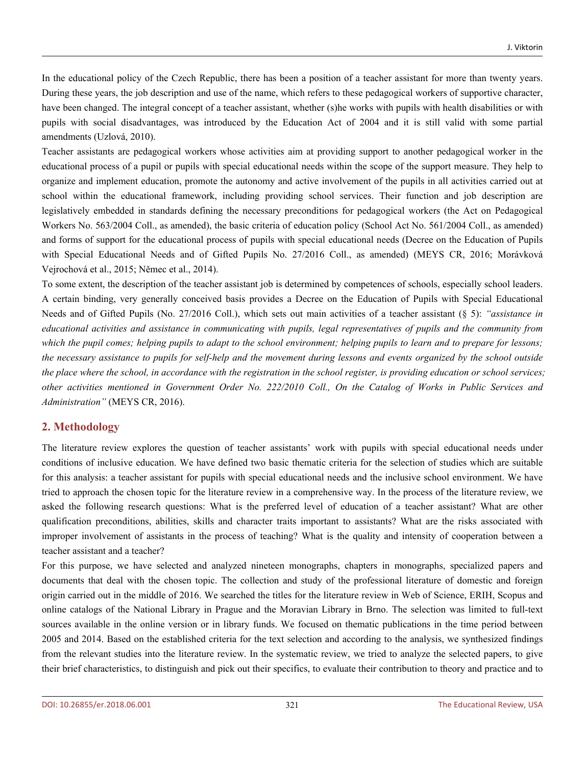In the educational policy of the Czech Republic, there has been a position of a teacher assistant for more than twenty years. During these years, the job description and use of the name, which refers to these pedagogical workers of supportive character, have been changed. The integral concept of a teacher assistant, whether (s)he works with pupils with health disabilities or with pupils with social disadvantages, was introduced by the Education Act of 2004 and it is still valid with some partial amendments (Uzlová, 2010).

Teacher assistants are pedagogical workers whose activities aim at providing support to another pedagogical worker in the educational process of a pupil or pupils with special educational needs within the scope of the support measure. They help to organize and implement education, promote the autonomy and active involvement of the pupils in all activities carried out at school within the educational framework, including providing school services. Their function and job description are legislatively embedded in standards defining the necessary preconditions for pedagogical workers (the Act on Pedagogical Workers No. 563/2004 Coll., as amended), the basic criteria of education policy (School Act No. 561/2004 Coll., as amended) and forms of support for the educational process of pupils with special educational needs (Decree on the Education of Pupils with Special Educational Needs and of Gifted Pupils No. 27/2016 Coll., as amended) (MEYS CR, 2016; Morávková Vejrochová et al., 2015; Němec et al., 2014).

To some extent, the description of the teacher assistant job is determined by competences of schools, especially school leaders. A certain binding, very generally conceived basis provides a Decree on the Education of Pupils with Special Educational Needs and of Gifted Pupils (No. 27/2016 Coll.), which sets out main activities of a teacher assistant (§ 5): *"assistance in educational activities and assistance in communicating with pupils, legal representatives of pupils and the community from which the pupil comes; helping pupils to adapt to the school environment; helping pupils to learn and to prepare for lessons; the necessary assistance to pupils for self-help and the movement during lessons and events organized by the school outside the place where the school, in accordance with the registration in the school register, is providing education or school services; other activities mentioned in Government Order No. 222/2010 Coll., On the Catalog of Works in Public Services and Administration"* (MEYS CR, 2016).

## 2. Methodology

The literature review explores the question of teacher assistants' work with pupils with special educational needs under conditions of inclusive education. We have defined two basic thematic criteria for the selection of studies which are suitable for this analysis: a teacher assistant for pupils with special educational needs and the inclusive school environment. We have tried to approach the chosen topic for the literature review in a comprehensive way. In the process of the literature review, we asked the following research questions: What is the preferred level of education of a teacher assistant? What are other qualification preconditions, abilities, skills and character traits important to assistants? What are the risks associated with improper involvement of assistants in the process of teaching? What is the quality and intensity of cooperation between a teacher assistant and a teacher?

For this purpose, we have selected and analyzed nineteen monographs, chapters in monographs, specialized papers and documents that deal with the chosen topic. The collection and study of the professional literature of domestic and foreign origin carried out in the middle of 2016. We searched the titles for the literature review in Web of Science, ERIH, Scopus and online catalogs of the National Library in Prague and the Moravian Library in Brno. The selection was limited to full-text sources available in the online version or in library funds. We focused on thematic publications in the time period between 2005 and 2014. Based on the established criteria for the text selection and according to the analysis, we synthesized findings from the relevant studies into the literature review. In the systematic review, we tried to analyze the selected papers, to give their brief characteristics, to distinguish and pick out their specifics, to evaluate their contribution to theory and practice and to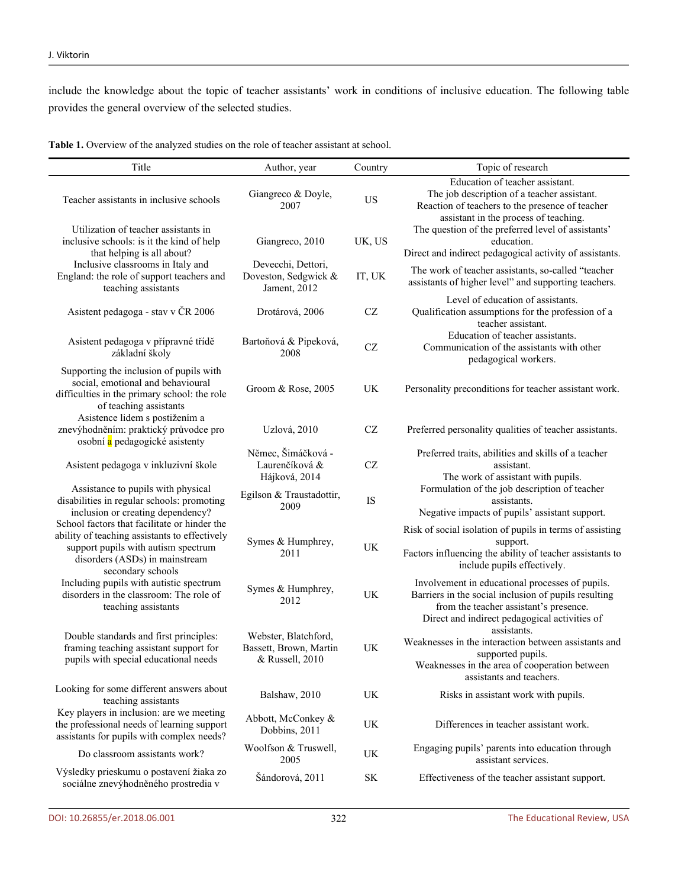include the knowledge about the topic of teacher assistants' work in conditions of inclusive education. The following table provides the general overview of the selected studies.

**Table 1.** Overview of the analyzed studies on the role of teacher assistant at school.

| Title | Author, year | Country | Topic of research |
|---|---|---|---|
| Teacher assistants in inclusive schools | Giangreco & Doyle, 2007 | US | Education of teacher assistant. The job description of a teacher assistant. Reaction of teachers to the presence of teacher assistant in the process of teaching. |
| Utilization of teacher assistants in inclusive schools: is it the kind of help that helping is all about? | Giangreco, 2010 | UK, US | The question of the preferred level of assistants' education. Direct and indirect pedagogical activity of assistants. |
| Inclusive classrooms in Italy and England: the role of support teachers and teaching assistants | Devecchi, Dettori, Doveston, Sedgwick & Jament, 2012 | IT, UK | The work of teacher assistants, so-called "teacher assistants of higher level" and supporting teachers. |
| Asistent pedagoga - stav v ČR 2006 | Drotárová, 2006 | CZ | Level of education of assistants. Qualification assumptions for the profession of a teacher assistant. |
| Asistent pedagoga v přípravné třídě základní školy | Bartoňová & Pipeková, 2008 | CZ | Education of teacher assistants. Communication of the assistants with other pedagogical workers. |
| Supporting the inclusion of pupils with social, emotional and behavioural difficulties in the primary school: the role of teaching assistants | Groom & Rose, 2005 | UK | Personality preconditions for teacher assistant work. |
| Asistence lidem s postižením a znevýhodněním: praktický průvodce pro osobní a pedagogické asistenty | Uzlová, 2010 | CZ | Preferred personality qualities of teacher assistants. |
| Asistent pedagoga v inkluzivní škole | Němec, Šimáčková - Laurenčíková & Hájková, 2014 | CZ | Preferred traits, abilities and skills of a teacher assistant. The work of assistant with pupils. |
| Assistance to pupils with physical disabilities in regular schools: promoting inclusion or creating dependency? | Egilson & Traustadottir, 2009 | IS | Formulation of the job description of teacher assistants. Negative impacts of pupils' assistant support. |
| School factors that facilitate or hinder the ability of teaching assistants to effectively support pupils with autism spectrum disorders (ASDs) in mainstream secondary schools | Symes & Humphrey, 2011 | UK | Risk of social isolation of pupils in terms of assisting support. Factors influencing the ability of teacher assistants to include pupils effectively. |
| Including pupils with autistic spectrum disorders in the classroom: The role of teaching assistants | Symes & Humphrey, 2012 | UK | Involvement in educational processes of pupils. Barriers in the social inclusion of pupils resulting from the teacher assistant's presence. |
| Double standards and first principles: framing teaching assistant support for pupils with special educational needs | Webster, Blatchford, Bassett, Brown, Martin & Russell, 2010 | UK | Direct and indirect pedagogical activities of assistants. Weaknesses in the interaction between assistants and supported pupils. Weaknesses in the area of cooperation between assistants and teachers. |
| Looking for some different answers about teaching assistants | Balshaw, 2010 | UK | Risks in assistant work with pupils. |
| Key players in inclusion: are we meeting the professional needs of learning support assistants for pupils with complex needs? | Abbott, McConkey & Dobbins, 2011 | UK | Differences in teacher assistant work. |
| Do classroom assistants work? | Woolfson & Truswell, 2005 | UK | Engaging pupils' parents into education through assistant services. |
| Výsledky prieskumu o postavení žiaka zo sociálne znevýhodněného prostredia v | Šándorová, 2011 | SK | Effectiveness of the teacher assistant support. |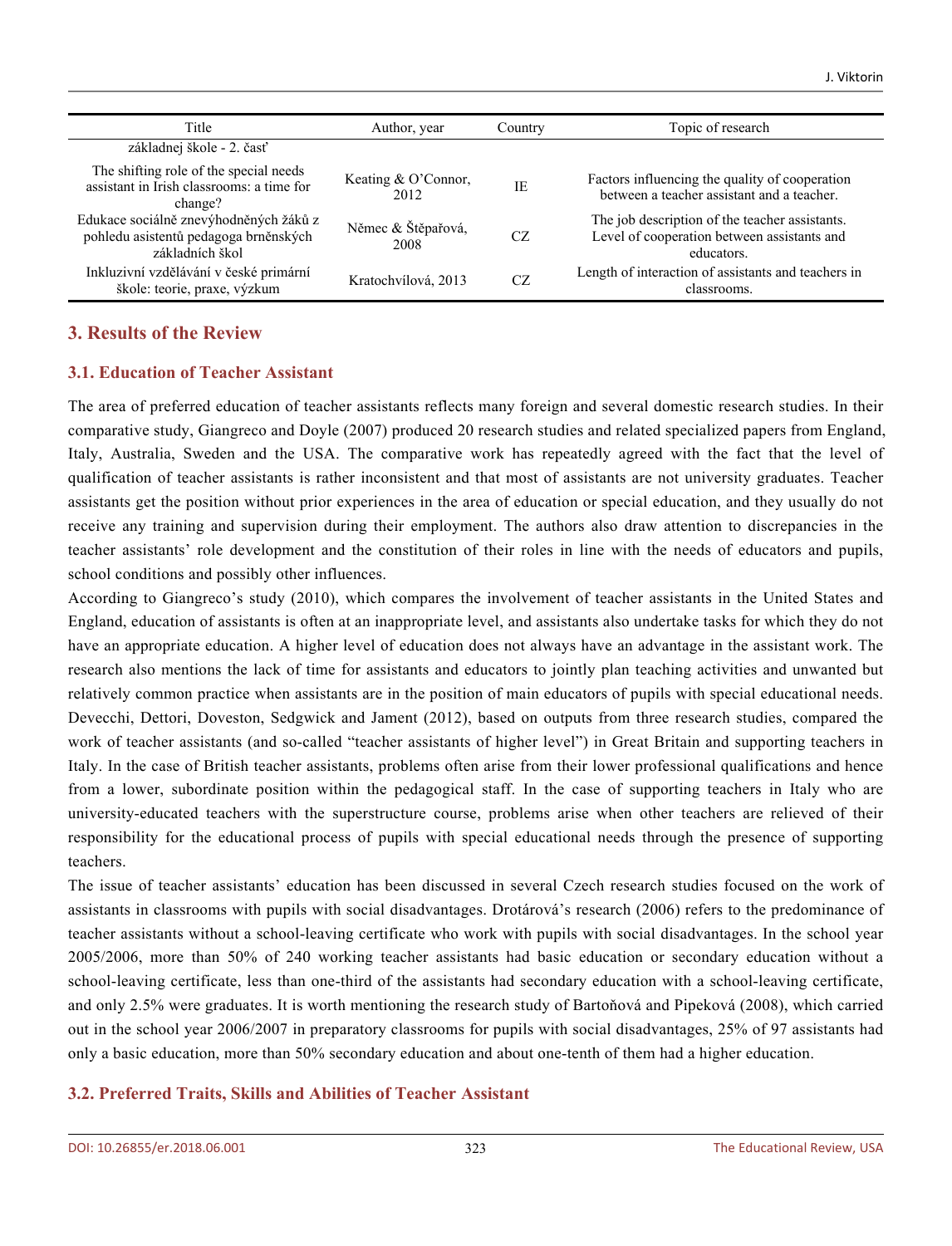| Title | Author, year | Country | Topic of research |
|---|---|---|---|
| základnej škole - 2. časť | | | |
| The shifting role of the special needs assistant in Irish classrooms: a time for change? | Keating & O'Connor, 2012 | IE | Factors influencing the quality of cooperation between a teacher assistant and a teacher. |
| Edukace sociálně znevýhodněných žáků z pohledu asistentů pedagoga brněnských základních škol | Němec & Štěpařová, 2008 | CZ | The job description of the teacher assistants. Level of cooperation between assistants and educators. |
| Inkluzivní vzdělávání v české primární škole: teorie, praxe, výzkum | Kratochvílová, 2013 | CZ | Length of interaction of assistants and teachers in classrooms. |

## 3. Results of the Review

### 3.1. Education of Teacher Assistant

The area of preferred education of teacher assistants reflects many foreign and several domestic research studies. In their comparative study, Giangreco and Doyle (2007) produced 20 research studies and related specialized papers from England, Italy, Australia, Sweden and the USA. The comparative work has repeatedly agreed with the fact that the level of qualification of teacher assistants is rather inconsistent and that most of assistants are not university graduates. Teacher assistants get the position without prior experiences in the area of education or special education, and they usually do not receive any training and supervision during their employment. The authors also draw attention to discrepancies in the teacher assistants' role development and the constitution of their roles in line with the needs of educators and pupils, school conditions and possibly other influences.

According to Giangreco's study (2010), which compares the involvement of teacher assistants in the United States and England, education of assistants is often at an inappropriate level, and assistants also undertake tasks for which they do not have an appropriate education. A higher level of education does not always have an advantage in the assistant work. The research also mentions the lack of time for assistants and educators to jointly plan teaching activities and unwanted but relatively common practice when assistants are in the position of main educators of pupils with special educational needs. Devecchi, Dettori, Doveston, Sedgwick and Jament (2012), based on outputs from three research studies, compared the work of teacher assistants (and so-called "teacher assistants of higher level") in Great Britain and supporting teachers in Italy. In the case of British teacher assistants, problems often arise from their lower professional qualifications and hence from a lower, subordinate position within the pedagogical staff. In the case of supporting teachers in Italy who are university-educated teachers with the superstructure course, problems arise when other teachers are relieved of their responsibility for the educational process of pupils with special educational needs through the presence of supporting teachers.

The issue of teacher assistants' education has been discussed in several Czech research studies focused on the work of assistants in classrooms with pupils with social disadvantages. Drotárová's research (2006) refers to the predominance of teacher assistants without a school-leaving certificate who work with pupils with social disadvantages. In the school year 2005/2006, more than 50% of 240 working teacher assistants had basic education or secondary education without a school-leaving certificate, less than one-third of the assistants had secondary education with a school-leaving certificate, and only 2.5% were graduates. It is worth mentioning the research study of Bartoňová and Pipeková (2008), which carried out in the school year 2006/2007 in preparatory classrooms for pupils with social disadvantages, 25% of 97 assistants had only a basic education, more than 50% secondary education and about one-tenth of them had a higher education.

### 3.2. Preferred Traits, Skills and Abilities of Teacher Assistant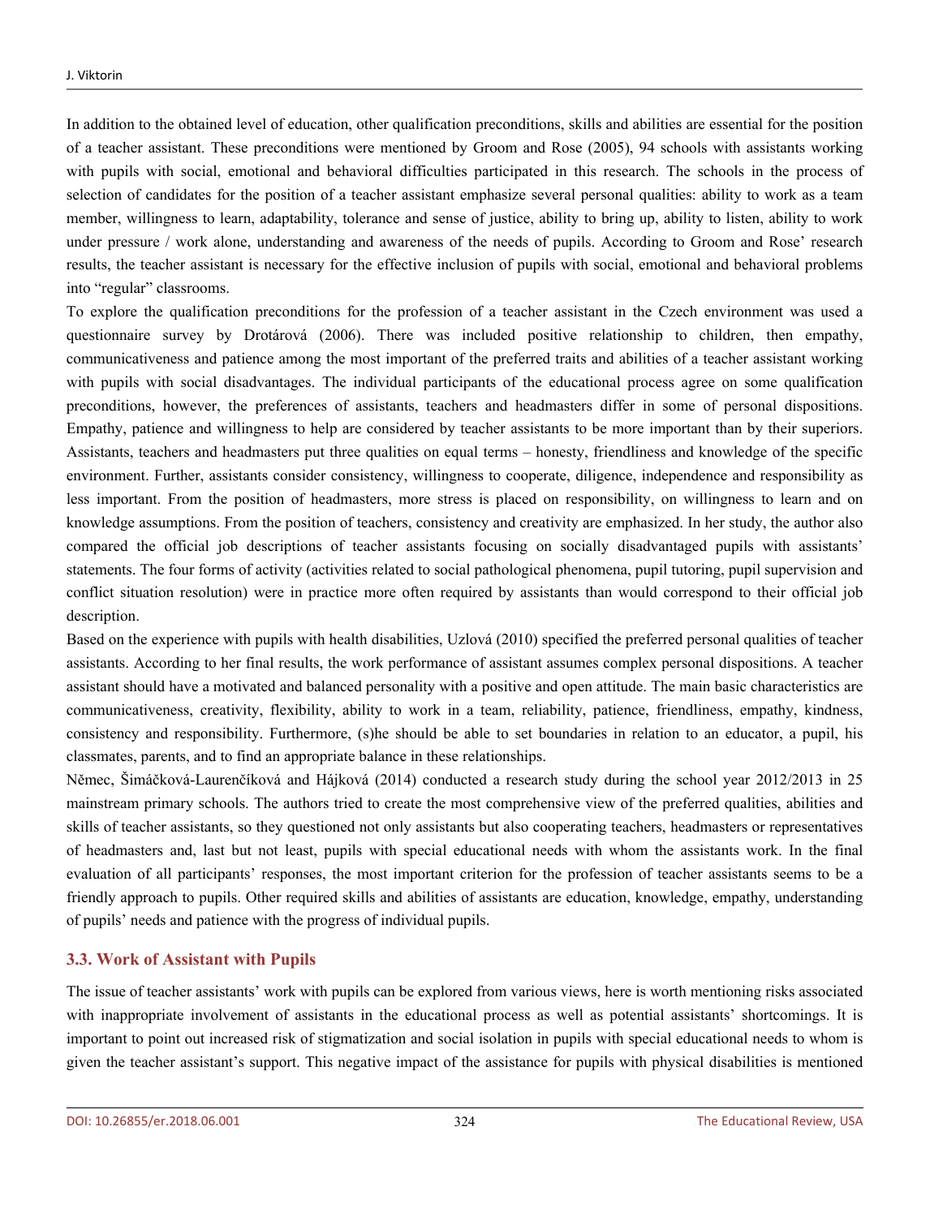In addition to the obtained level of education, other qualification preconditions, skills and abilities are essential for the position of a teacher assistant. These preconditions were mentioned by Groom and Rose (2005), 94 schools with assistants working with pupils with social, emotional and behavioral difficulties participated in this research. The schools in the process of selection of candidates for the position of a teacher assistant emphasize several personal qualities: ability to work as a team member, willingness to learn, adaptability, tolerance and sense of justice, ability to bring up, ability to listen, ability to work under pressure / work alone, understanding and awareness of the needs of pupils. According to Groom and Rose' research results, the teacher assistant is necessary for the effective inclusion of pupils with social, emotional and behavioral problems into "regular" classrooms.

To explore the qualification preconditions for the profession of a teacher assistant in the Czech environment was used a questionnaire survey by Drotárová (2006). There was included positive relationship to children, then empathy, communicativeness and patience among the most important of the preferred traits and abilities of a teacher assistant working with pupils with social disadvantages. The individual participants of the educational process agree on some qualification preconditions, however, the preferences of assistants, teachers and headmasters differ in some of personal dispositions. Empathy, patience and willingness to help are considered by teacher assistants to be more important than by their superiors. Assistants, teachers and headmasters put three qualities on equal terms – honesty, friendliness and knowledge of the specific environment. Further, assistants consider consistency, willingness to cooperate, diligence, independence and responsibility as less important. From the position of headmasters, more stress is placed on responsibility, on willingness to learn and on knowledge assumptions. From the position of teachers, consistency and creativity are emphasized. In her study, the author also compared the official job descriptions of teacher assistants focusing on socially disadvantaged pupils with assistants' statements. The four forms of activity (activities related to social pathological phenomena, pupil tutoring, pupil supervision and conflict situation resolution) were in practice more often required by assistants than would correspond to their official job description.

Based on the experience with pupils with health disabilities, Uzlová (2010) specified the preferred personal qualities of teacher assistants. According to her final results, the work performance of assistant assumes complex personal dispositions. A teacher assistant should have a motivated and balanced personality with a positive and open attitude. The main basic characteristics are communicativeness, creativity, flexibility, ability to work in a team, reliability, patience, friendliness, empathy, kindness, consistency and responsibility. Furthermore, (s)he should be able to set boundaries in relation to an educator, a pupil, his classmates, parents, and to find an appropriate balance in these relationships.

Němec, Šimáčková-Laurenčíková and Hájková (2014) conducted a research study during the school year 2012/2013 in 25 mainstream primary schools. The authors tried to create the most comprehensive view of the preferred qualities, abilities and skills of teacher assistants, so they questioned not only assistants but also cooperating teachers, headmasters or representatives of headmasters and, last but not least, pupils with special educational needs with whom the assistants work. In the final evaluation of all participants' responses, the most important criterion for the profession of teacher assistants seems to be a friendly approach to pupils. Other required skills and abilities of assistants are education, knowledge, empathy, understanding of pupils' needs and patience with the progress of individual pupils.

### 3.3. Work of Assistant with Pupils

The issue of teacher assistants' work with pupils can be explored from various views, here is worth mentioning risks associated with inappropriate involvement of assistants in the educational process as well as potential assistants' shortcomings. It is important to point out increased risk of stigmatization and social isolation in pupils with special educational needs to whom is given the teacher assistant's support. This negative impact of the assistance for pupils with physical disabilities is mentioned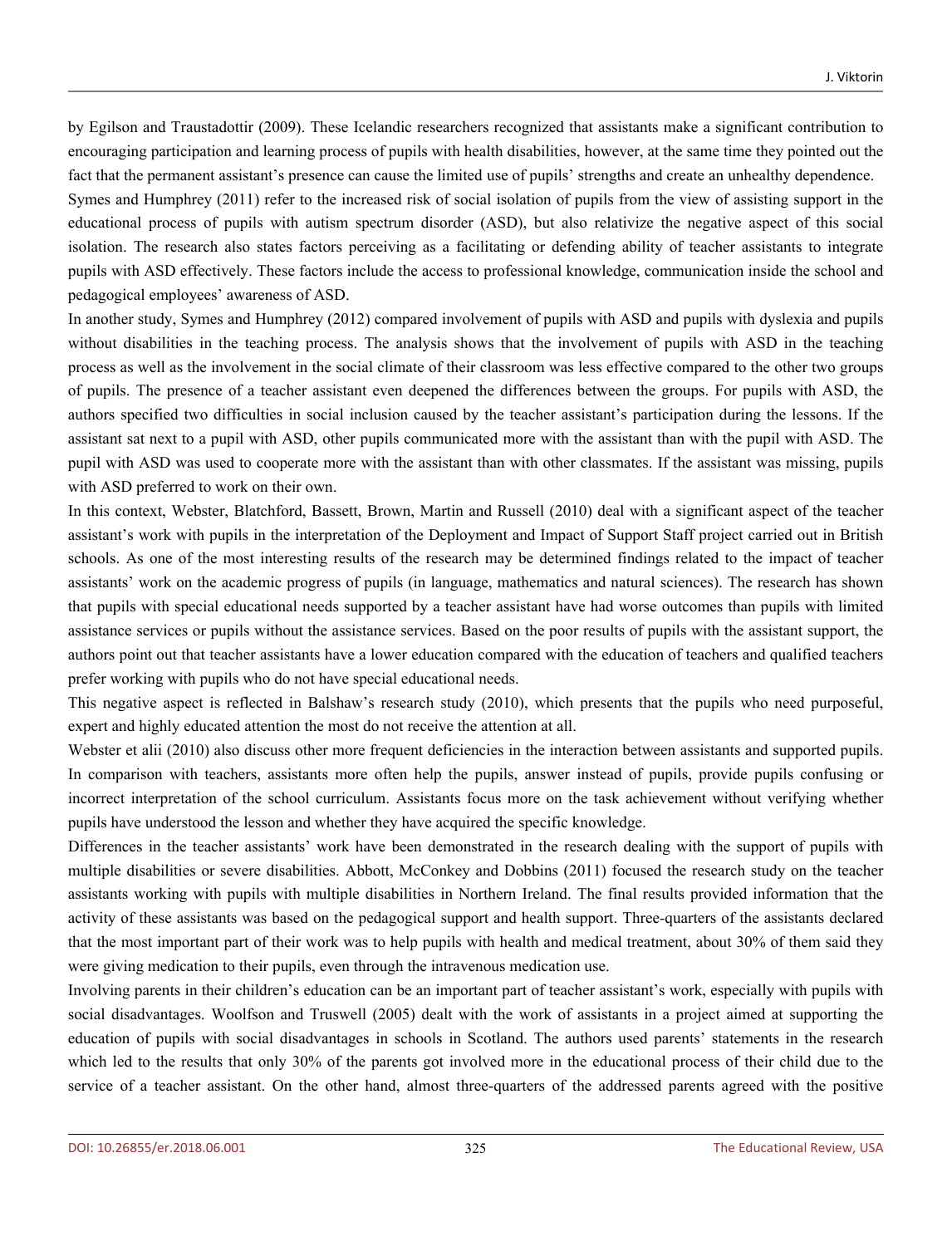by Egilson and Traustadottir (2009). These Icelandic researchers recognized that assistants make a significant contribution to encouraging participation and learning process of pupils with health disabilities, however, at the same time they pointed out the fact that the permanent assistant's presence can cause the limited use of pupils' strengths and create an unhealthy dependence.

Symes and Humphrey (2011) refer to the increased risk of social isolation of pupils from the view of assisting support in the educational process of pupils with autism spectrum disorder (ASD), but also relativize the negative aspect of this social isolation. The research also states factors perceiving as a facilitating or defending ability of teacher assistants to integrate pupils with ASD effectively. These factors include the access to professional knowledge, communication inside the school and pedagogical employees' awareness of ASD.

In another study, Symes and Humphrey (2012) compared involvement of pupils with ASD and pupils with dyslexia and pupils without disabilities in the teaching process. The analysis shows that the involvement of pupils with ASD in the teaching process as well as the involvement in the social climate of their classroom was less effective compared to the other two groups of pupils. The presence of a teacher assistant even deepened the differences between the groups. For pupils with ASD, the authors specified two difficulties in social inclusion caused by the teacher assistant's participation during the lessons. If the assistant sat next to a pupil with ASD, other pupils communicated more with the assistant than with the pupil with ASD. The pupil with ASD was used to cooperate more with the assistant than with other classmates. If the assistant was missing, pupils with ASD preferred to work on their own.

In this context, Webster, Blatchford, Bassett, Brown, Martin and Russell (2010) deal with a significant aspect of the teacher assistant's work with pupils in the interpretation of the Deployment and Impact of Support Staff project carried out in British schools. As one of the most interesting results of the research may be determined findings related to the impact of teacher assistants' work on the academic progress of pupils (in language, mathematics and natural sciences). The research has shown that pupils with special educational needs supported by a teacher assistant have had worse outcomes than pupils with limited assistance services or pupils without the assistance services. Based on the poor results of pupils with the assistant support, the authors point out that teacher assistants have a lower education compared with the education of teachers and qualified teachers prefer working with pupils who do not have special educational needs.

This negative aspect is reflected in Balshaw's research study (2010), which presents that the pupils who need purposeful, expert and highly educated attention the most do not receive the attention at all.

Webster et alii (2010) also discuss other more frequent deficiencies in the interaction between assistants and supported pupils. In comparison with teachers, assistants more often help the pupils, answer instead of pupils, provide pupils confusing or incorrect interpretation of the school curriculum. Assistants focus more on the task achievement without verifying whether pupils have understood the lesson and whether they have acquired the specific knowledge.

Differences in the teacher assistants' work have been demonstrated in the research dealing with the support of pupils with multiple disabilities or severe disabilities. Abbott, McConkey and Dobbins (2011) focused the research study on the teacher assistants working with pupils with multiple disabilities in Northern Ireland. The final results provided information that the activity of these assistants was based on the pedagogical support and health support. Three-quarters of the assistants declared that the most important part of their work was to help pupils with health and medical treatment, about 30% of them said they were giving medication to their pupils, even through the intravenous medication use.

Involving parents in their children's education can be an important part of teacher assistant's work, especially with pupils with social disadvantages. Woolfson and Truswell (2005) dealt with the work of assistants in a project aimed at supporting the education of pupils with social disadvantages in schools in Scotland. The authors used parents' statements in the research which led to the results that only 30% of the parents got involved more in the educational process of their child due to the service of a teacher assistant. On the other hand, almost three-quarters of the addressed parents agreed with the positive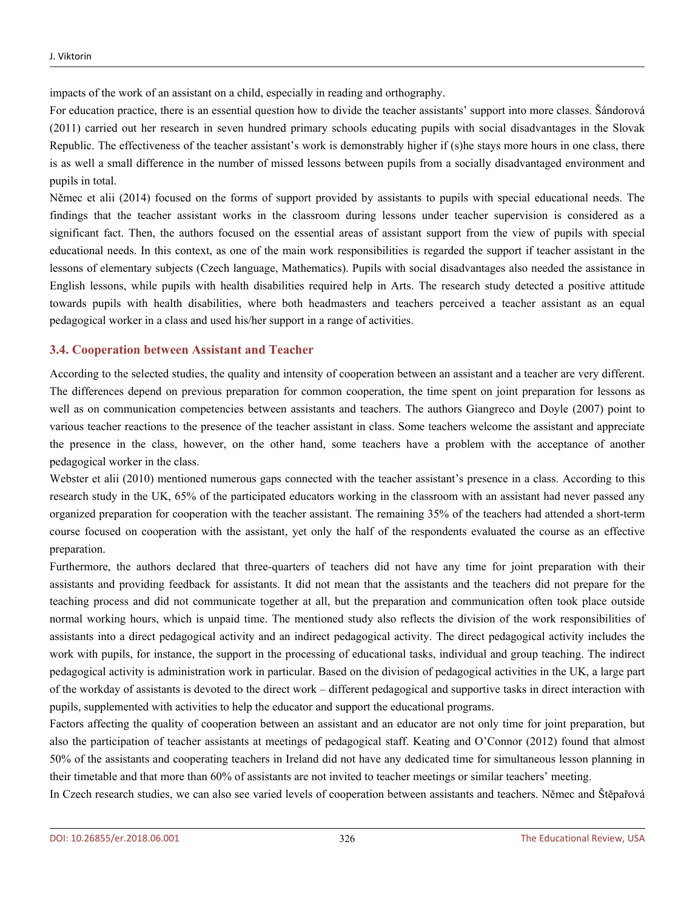impacts of the work of an assistant on a child, especially in reading and orthography.

For education practice, there is an essential question how to divide the teacher assistants' support into more classes. Šándorová (2011) carried out her research in seven hundred primary schools educating pupils with social disadvantages in the Slovak Republic. The effectiveness of the teacher assistant's work is demonstrably higher if (s)he stays more hours in one class, there is as well a small difference in the number of missed lessons between pupils from a socially disadvantaged environment and pupils in total.

Němec et alii (2014) focused on the forms of support provided by assistants to pupils with special educational needs. The findings that the teacher assistant works in the classroom during lessons under teacher supervision is considered as a significant fact. Then, the authors focused on the essential areas of assistant support from the view of pupils with special educational needs. In this context, as one of the main work responsibilities is regarded the support if teacher assistant in the lessons of elementary subjects (Czech language, Mathematics). Pupils with social disadvantages also needed the assistance in English lessons, while pupils with health disabilities required help in Arts. The research study detected a positive attitude towards pupils with health disabilities, where both headmasters and teachers perceived a teacher assistant as an equal pedagogical worker in a class and used his/her support in a range of activities.

### 3.4. Cooperation between Assistant and Teacher

According to the selected studies, the quality and intensity of cooperation between an assistant and a teacher are very different. The differences depend on previous preparation for common cooperation, the time spent on joint preparation for lessons as well as on communication competencies between assistants and teachers. The authors Giangreco and Doyle (2007) point to various teacher reactions to the presence of the teacher assistant in class. Some teachers welcome the assistant and appreciate the presence in the class, however, on the other hand, some teachers have a problem with the acceptance of another pedagogical worker in the class.

Webster et alii (2010) mentioned numerous gaps connected with the teacher assistant's presence in a class. According to this research study in the UK, 65% of the participated educators working in the classroom with an assistant had never passed any organized preparation for cooperation with the teacher assistant. The remaining 35% of the teachers had attended a short-term course focused on cooperation with the assistant, yet only the half of the respondents evaluated the course as an effective preparation.

Furthermore, the authors declared that three-quarters of teachers did not have any time for joint preparation with their assistants and providing feedback for assistants. It did not mean that the assistants and the teachers did not prepare for the teaching process and did not communicate together at all, but the preparation and communication often took place outside normal working hours, which is unpaid time. The mentioned study also reflects the division of the work responsibilities of assistants into a direct pedagogical activity and an indirect pedagogical activity. The direct pedagogical activity includes the work with pupils, for instance, the support in the processing of educational tasks, individual and group teaching. The indirect pedagogical activity is administration work in particular. Based on the division of pedagogical activities in the UK, a large part of the workday of assistants is devoted to the direct work – different pedagogical and supportive tasks in direct interaction with pupils, supplemented with activities to help the educator and support the educational programs.

Factors affecting the quality of cooperation between an assistant and an educator are not only time for joint preparation, but also the participation of teacher assistants at meetings of pedagogical staff. Keating and O'Connor (2012) found that almost 50% of the assistants and cooperating teachers in Ireland did not have any dedicated time for simultaneous lesson planning in their timetable and that more than 60% of assistants are not invited to teacher meetings or similar teachers' meeting.

In Czech research studies, we can also see varied levels of cooperation between assistants and teachers. Němec and Štěpařová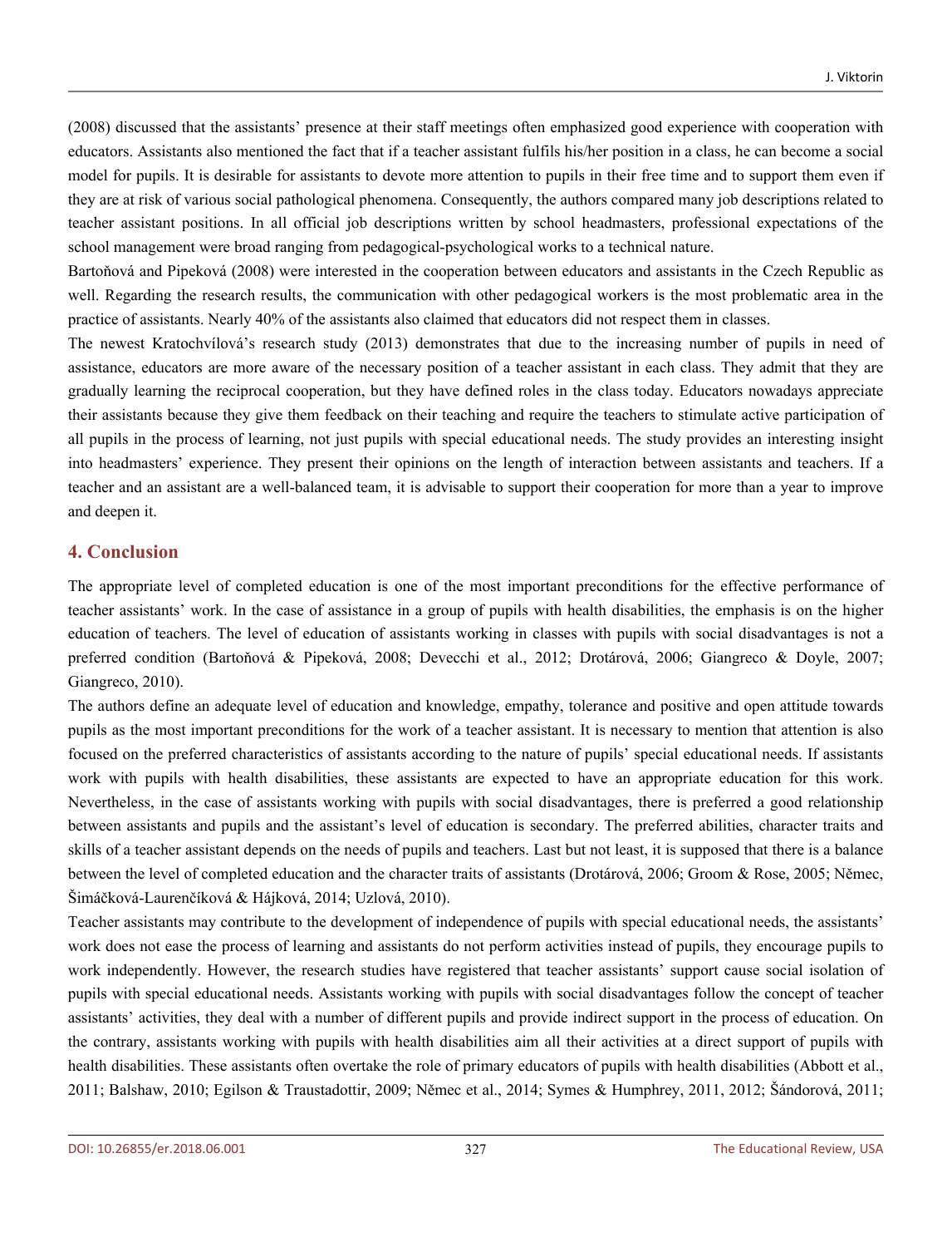(2008) discussed that the assistants' presence at their staff meetings often emphasized good experience with cooperation with educators. Assistants also mentioned the fact that if a teacher assistant fulfils his/her position in a class, he can become a social model for pupils. It is desirable for assistants to devote more attention to pupils in their free time and to support them even if they are at risk of various social pathological phenomena. Consequently, the authors compared many job descriptions related to teacher assistant positions. In all official job descriptions written by school headmasters, professional expectations of the school management were broad ranging from pedagogical-psychological works to a technical nature.

Bartoňová and Pipeková (2008) were interested in the cooperation between educators and assistants in the Czech Republic as well. Regarding the research results, the communication with other pedagogical workers is the most problematic area in the practice of assistants. Nearly 40% of the assistants also claimed that educators did not respect them in classes.

The newest Kratochvílová's research study (2013) demonstrates that due to the increasing number of pupils in need of assistance, educators are more aware of the necessary position of a teacher assistant in each class. They admit that they are gradually learning the reciprocal cooperation, but they have defined roles in the class today. Educators nowadays appreciate their assistants because they give them feedback on their teaching and require the teachers to stimulate active participation of all pupils in the process of learning, not just pupils with special educational needs. The study provides an interesting insight into headmasters' experience. They present their opinions on the length of interaction between assistants and teachers. If a teacher and an assistant are a well-balanced team, it is advisable to support their cooperation for more than a year to improve and deepen it.

## 4. Conclusion

The appropriate level of completed education is one of the most important preconditions for the effective performance of teacher assistants' work. In the case of assistance in a group of pupils with health disabilities, the emphasis is on the higher education of teachers. The level of education of assistants working in classes with pupils with social disadvantages is not a preferred condition (Bartoňová & Pipeková, 2008; Devecchi et al., 2012; Drotárová, 2006; Giangreco & Doyle, 2007; Giangreco, 2010).

The authors define an adequate level of education and knowledge, empathy, tolerance and positive and open attitude towards pupils as the most important preconditions for the work of a teacher assistant. It is necessary to mention that attention is also focused on the preferred characteristics of assistants according to the nature of pupils' special educational needs. If assistants work with pupils with health disabilities, these assistants are expected to have an appropriate education for this work. Nevertheless, in the case of assistants working with pupils with social disadvantages, there is preferred a good relationship between assistants and pupils and the assistant's level of education is secondary. The preferred abilities, character traits and skills of a teacher assistant depends on the needs of pupils and teachers. Last but not least, it is supposed that there is a balance between the level of completed education and the character traits of assistants (Drotárová, 2006; Groom & Rose, 2005; Němec, Šimáčková-Laurenčíková & Hájková, 2014; Uzlová, 2010).

Teacher assistants may contribute to the development of independence of pupils with special educational needs, the assistants' work does not ease the process of learning and assistants do not perform activities instead of pupils, they encourage pupils to work independently. However, the research studies have registered that teacher assistants' support cause social isolation of pupils with special educational needs. Assistants working with pupils with social disadvantages follow the concept of teacher assistants' activities, they deal with a number of different pupils and provide indirect support in the process of education. On the contrary, assistants working with pupils with health disabilities aim all their activities at a direct support of pupils with health disabilities. These assistants often overtake the role of primary educators of pupils with health disabilities (Abbott et al., 2011; Balshaw, 2010; Egilson & Traustadottir, 2009; Němec et al., 2014; Symes & Humphrey, 2011, 2012; Šándorová, 2011;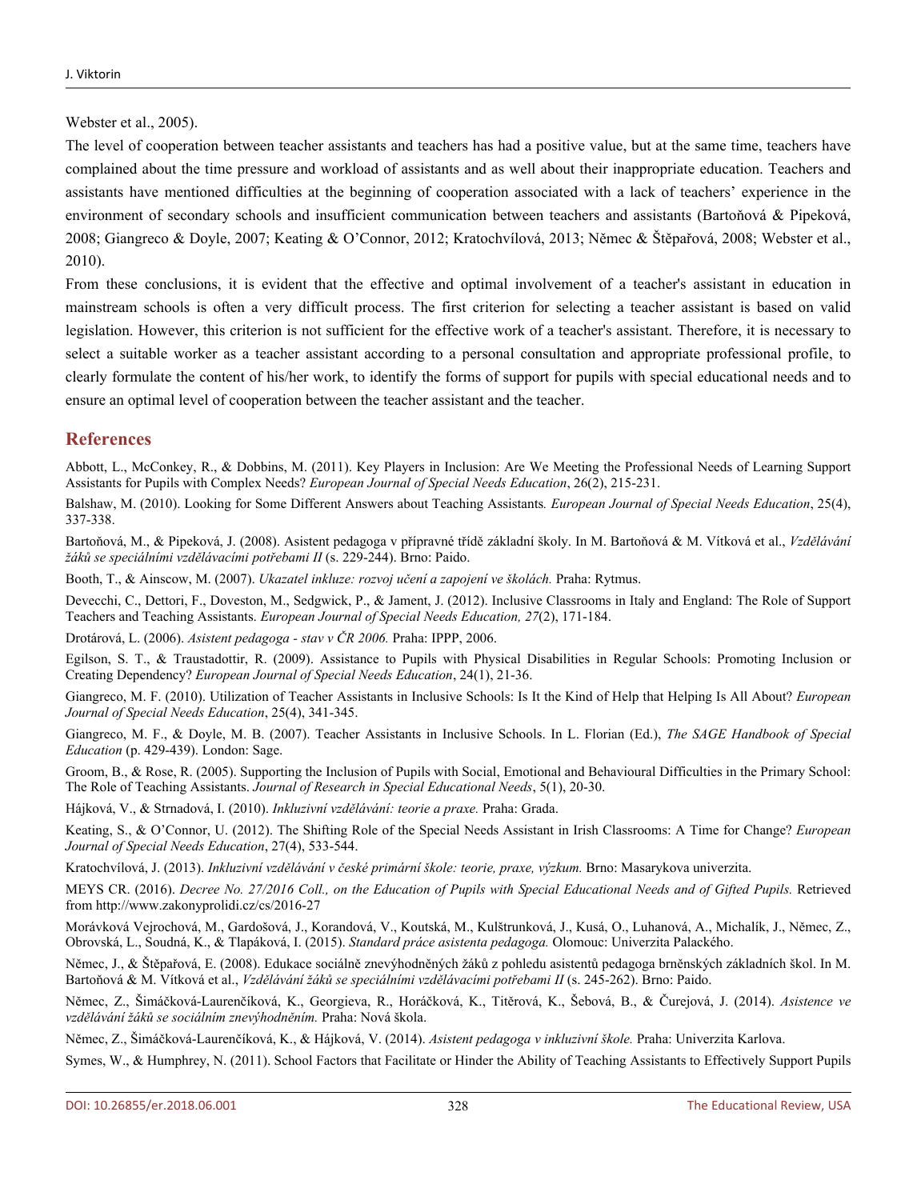Webster et al., 2005).

The level of cooperation between teacher assistants and teachers has had a positive value, but at the same time, teachers have complained about the time pressure and workload of assistants and as well about their inappropriate education. Teachers and assistants have mentioned difficulties at the beginning of cooperation associated with a lack of teachers' experience in the environment of secondary schools and insufficient communication between teachers and assistants (Bartoňová & Pipeková, 2008; Giangreco & Doyle, 2007; Keating & O'Connor, 2012; Kratochvílová, 2013; Němec & Štěpařová, 2008; Webster et al., 2010).

From these conclusions, it is evident that the effective and optimal involvement of a teacher's assistant in education in mainstream schools is often a very difficult process. The first criterion for selecting a teacher assistant is based on valid legislation. However, this criterion is not sufficient for the effective work of a teacher's assistant. Therefore, it is necessary to select a suitable worker as a teacher assistant according to a personal consultation and appropriate professional profile, to clearly formulate the content of his/her work, to identify the forms of support for pupils with special educational needs and to ensure an optimal level of cooperation between the teacher assistant and the teacher.

## References

Abbott, L., McConkey, R., & Dobbins, M. (2011). Key Players in Inclusion: Are We Meeting the Professional Needs of Learning Support Assistants for Pupils with Complex Needs? *European Journal of Special Needs Education*, 26(2), 215-231.

Balshaw, M. (2010). Looking for Some Different Answers about Teaching Assistants*. European Journal of Special Needs Education*, 25(4), 337-338.

Bartoňová, M., & Pipeková, J. (2008). Asistent pedagoga v přípravné třídě základní školy. In M. Bartoňová & M. Vítková et al., *Vzdělávání žáků se speciálními vzdělávacími potřebami II* (s. 229-244). Brno: Paido.

Booth, T., & Ainscow, M. (2007). *Ukazatel inkluze: rozvoj učení a zapojení ve školách.* Praha: Rytmus.

Devecchi, C., Dettori, F., Doveston, M., Sedgwick, P., & Jament, J. (2012). Inclusive Classrooms in Italy and England: The Role of Support Teachers and Teaching Assistants. *European Journal of Special Needs Education, 27*(2), 171-184.

Drotárová, L. (2006). *Asistent pedagoga - stav v ČR 2006.* Praha: IPPP, 2006.

Egilson, S. T., & Traustadottir, R. (2009). Assistance to Pupils with Physical Disabilities in Regular Schools: Promoting Inclusion or Creating Dependency? *European Journal of Special Needs Education*, 24(1), 21-36.

Giangreco, M. F. (2010). Utilization of Teacher Assistants in Inclusive Schools: Is It the Kind of Help that Helping Is All About? *European Journal of Special Needs Education*, 25(4), 341-345.

Giangreco, M. F., & Doyle, M. B. (2007). Teacher Assistants in Inclusive Schools. In L. Florian (Ed.), *The SAGE Handbook of Special Education* (p. 429-439). London: Sage.

Groom, B., & Rose, R. (2005). Supporting the Inclusion of Pupils with Social, Emotional and Behavioural Difficulties in the Primary School: The Role of Teaching Assistants. *Journal of Research in Special Educational Needs*, 5(1), 20-30.

Hájková, V., & Strnadová, I. (2010). *Inkluzivní vzdělávání: teorie a praxe.* Praha: Grada.

Keating, S., & O'Connor, U. (2012). The Shifting Role of the Special Needs Assistant in Irish Classrooms: A Time for Change? *European Journal of Special Needs Education*, 27(4), 533-544.

Kratochvílová, J. (2013). *Inkluzivní vzdělávání v české primární škole: teorie, praxe, výzkum.* Brno: Masarykova univerzita.

MEYS CR. (2016). *Decree No. 27/2016 Coll., on the Education of Pupils with Special Educational Needs and of Gifted Pupils.* Retrieved from http://www.zakonyprolidi.cz/cs/2016-27

Morávková Vejrochová, M., Gardošová, J., Korandová, V., Koutská, M., Kulštrunková, J., Kusá, O., Luhanová, A., Michalík, J., Němec, Z., Obrovská, L., Soudná, K., & Tlapáková, I. (2015). *Standard práce asistenta pedagoga.* Olomouc: Univerzita Palackého.

Němec, J., & Štěpařová, E. (2008). Edukace sociálně znevýhodněných žáků z pohledu asistentů pedagoga brněnských základních škol. In M. Bartoňová & M. Vítková et al., *Vzdělávání žáků se speciálními vzdělávacími potřebami II* (s. 245-262). Brno: Paido.

Němec, Z., Šimáčková-Laurenčíková, K., Georgieva, R., Horáčková, K., Titěrová, K., Šebová, B., & Čurejová, J. (2014). *Asistence ve vzdělávání žáků se sociálním znevýhodněním.* Praha: Nová škola.

Němec, Z., Šimáčková-Laurenčíková, K., & Hájková, V. (2014). *Asistent pedagoga v inkluzivní škole.* Praha: Univerzita Karlova.

Symes, W., & Humphrey, N. (2011). School Factors that Facilitate or Hinder the Ability of Teaching Assistants to Effectively Support Pupils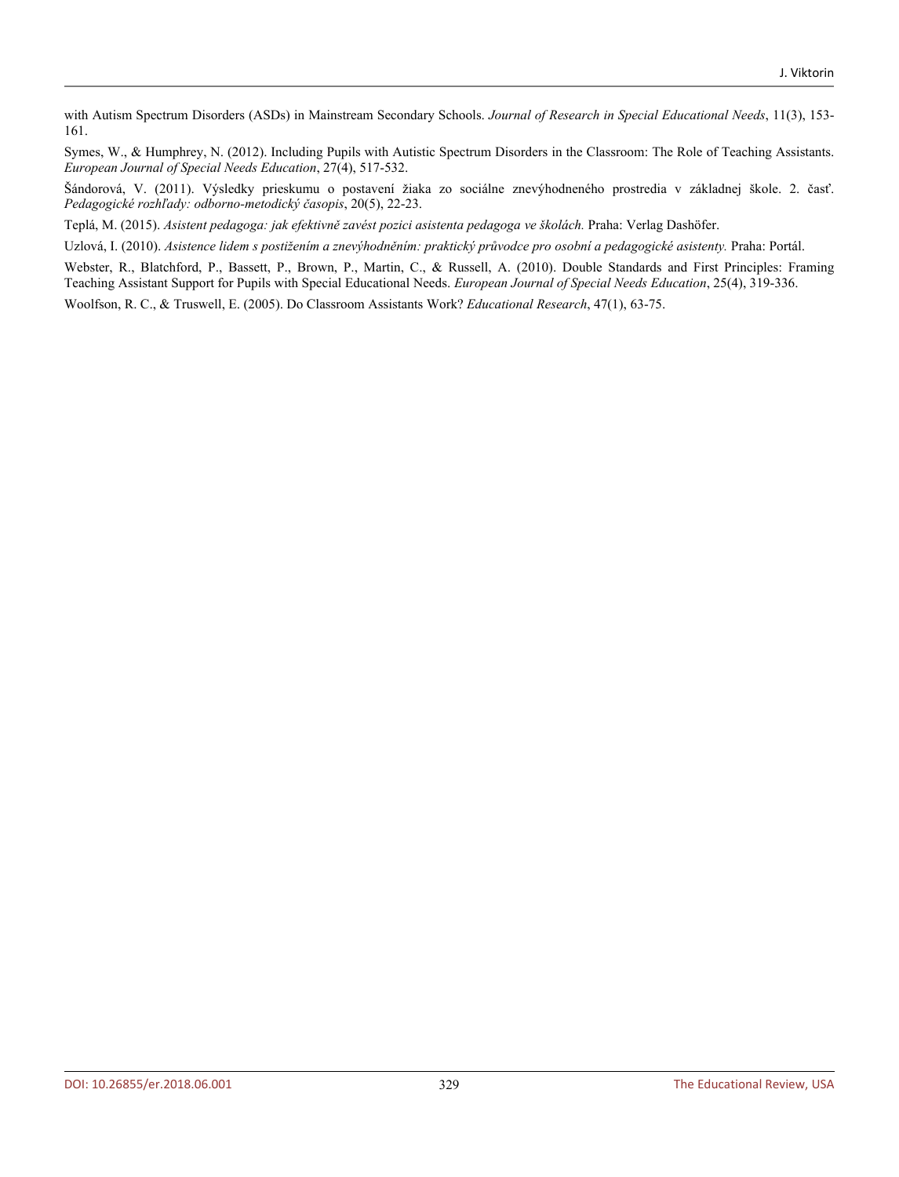with Autism Spectrum Disorders (ASDs) in Mainstream Secondary Schools. *Journal of Research in Special Educational Needs*, 11(3), 153-161.

Symes, W., & Humphrey, N. (2012). Including Pupils with Autistic Spectrum Disorders in the Classroom: The Role of Teaching Assistants. *European Journal of Special Needs Education*, 27(4), 517-532.

Šándorová, V. (2011). Výsledky prieskumu o postavení žiaka zo sociálne znevýhodneného prostredia v základnej škole. 2. časť. *Pedagogické rozhľady: odborno-metodický časopis*, 20(5), 22-23.

Teplá, M. (2015). *Asistent pedagoga: jak efektivně zavést pozici asistenta pedagoga ve školách.* Praha: Verlag Dashöfer.

Uzlová, I. (2010). *Asistence lidem s postižením a znevýhodněním: praktický průvodce pro osobní a pedagogické asistenty.* Praha: Portál.

Webster, R., Blatchford, P., Bassett, P., Brown, P., Martin, C., & Russell, A. (2010). Double Standards and First Principles: Framing Teaching Assistant Support for Pupils with Special Educational Needs. *European Journal of Special Needs Education*, 25(4), 319-336.

Woolfson, R. C., & Truswell, E. (2005). Do Classroom Assistants Work? *Educational Research*, 47(1), 63-75.